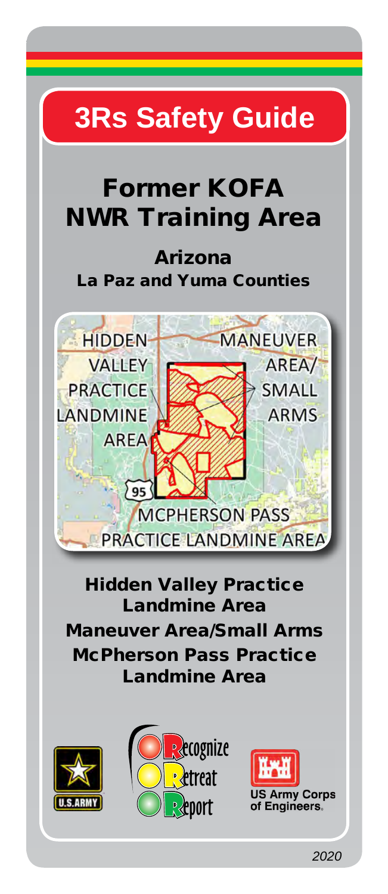# 3Rs Safety Guide

## Former KOFA NWR Training Area

### Arizona

### La Paz and Yuma Counties

HIDDEN VALLEY PRACTICE LANDMINE AREA

MANEUVER AREA/SMALL ARMS

MCPHERSON PASS PRACTICE LANDMINE AREA

95

**Hidden Valley Practice Landmine Area**

**Maneuver Area/Small Arms**

**McPherson Pass Practice Landmine Area**

U.S. ARMY

Recognize

Retreat

Report

US Army Corps of Engineers.

2020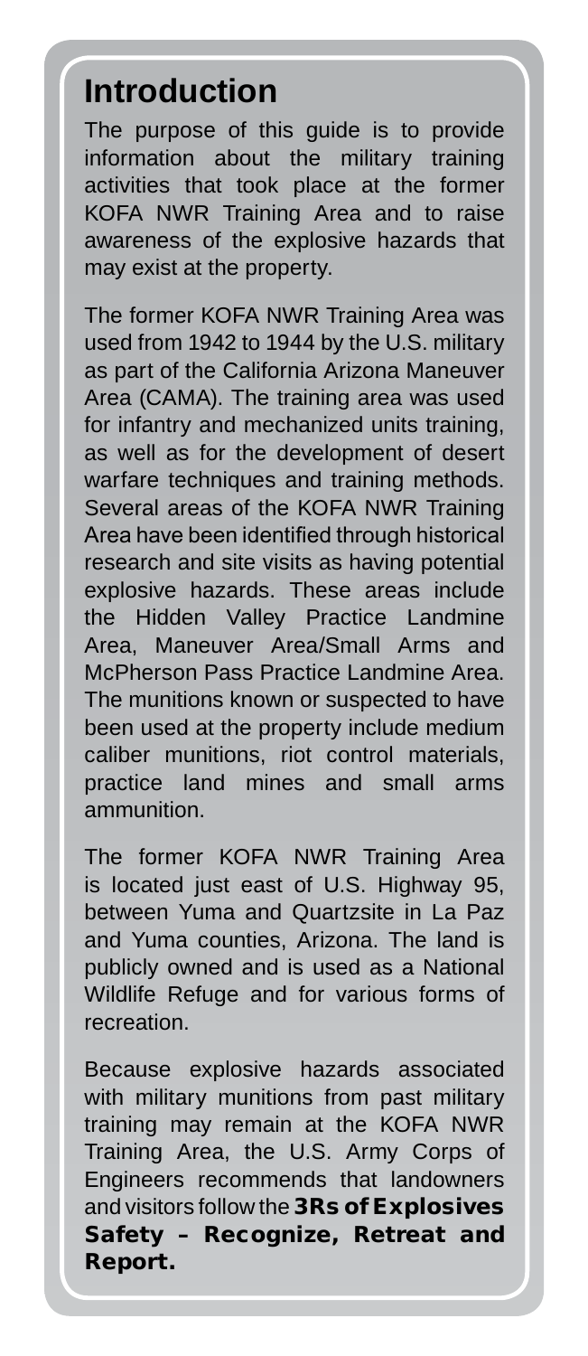## Introduction

The purpose of this guide is to provide information about the military training activities that took place at the former KOFA NWR Training Area and to raise awareness of the explosive hazards that may exist at the property.

The former KOFA NWR Training Area was used from 1942 to 1944 by the U.S. military as part of the California Arizona Maneuver Area (CAMA). The training area was used for infantry and mechanized units training, as well as for the development of desert warfare techniques and training methods. Several areas of the KOFA NWR Training Area have been identified through historical research and site visits as having potential explosive hazards. These areas include the Hidden Valley Practice Landmine Area, Maneuver Area/Small Arms and McPherson Pass Practice Landmine Area. The munitions known or suspected to have been used at the property include medium caliber munitions, riot control materials, practice land mines and small arms ammunition.

The former KOFA NWR Training Area is located just east of U.S. Highway 95, between Yuma and Quartzsite in La Paz and Yuma counties, Arizona. The land is publicly owned and is used as a National Wildlife Refuge and for various forms of recreation.

Because explosive hazards associated with military munitions from past military training may remain at the KOFA NWR Training Area, the U.S. Army Corps of Engineers recommends that landowners and visitors follow the **3Rs of Explosives Safety – Recognize, Retreat and Report.**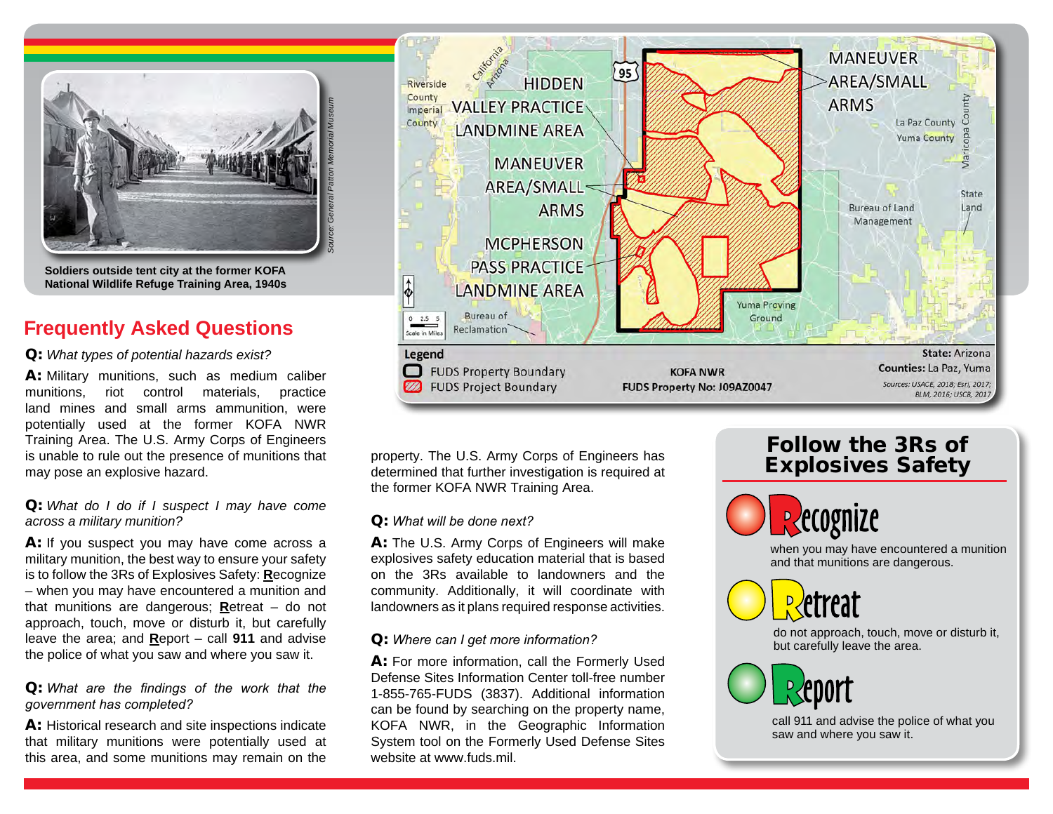Soldiers outside tent city at the former KOFA National Wildlife Refuge Training Area, 1940s

*Source: General Patton Memorial Museum*

**Legend**

- FUDS Property Boundary
- FUDS Project Boundary

**KOFA NWR**
**FUDS Property No: J09AZ0047**

**State:** Arizona
**Counties:** La Paz, Yuma

*Sources: USACE, 2018; Esri, 2017; BLM, 2016; USCB, 2017*

## Frequently Asked Questions

**Q:** *What types of potential hazards exist?*

**A:** Military munitions, such as medium caliber munitions, riot control materials, practice land mines and small arms ammunition, were potentially used at the former KOFA NWR Training Area. The U.S. Army Corps of Engineers is unable to rule out the presence of munitions that may pose an explosive hazard.

**Q:** *What do I do if I suspect I may have come across a military munition?*

**A:** If you suspect you may have come across a military munition, the best way to ensure your safety is to follow the 3Rs of Explosives Safety: **R**ecognize – when you may have encountered a munition and that munitions are dangerous; **R**etreat – do not approach, touch, move or disturb it, but carefully leave the area; and **R**eport – call **911** and advise the police of what you saw and where you saw it.

**Q:** *What are the findings of the work that the government has completed?*

**A:** Historical research and site inspections indicate that military munitions were potentially used at this area, and some munitions may remain on the property. The U.S. Army Corps of Engineers has determined that further investigation is required at the former KOFA NWR Training Area.

**Q:** *What will be done next?*

**A:** The U.S. Army Corps of Engineers will make explosives safety education material that is based on the 3Rs available to landowners and the community. Additionally, it will coordinate with landowners as it plans required response activities.

**Q:** *Where can I get more information?*

**A:** For more information, call the Formerly Used Defense Sites Information Center toll-free number 1-855-765-FUDS (3837). Additional information can be found by searching on the property name, KOFA NWR, in the Geographic Information System tool on the Formerly Used Defense Sites website at www.fuds.mil.

## Follow the 3Rs of Explosives Safety

**Recognize**
when you may have encountered a munition and that munitions are dangerous.

**Retreat**
do not approach, touch, move or disturb it, but carefully leave the area.

**Report**
call 911 and advise the police of what you saw and where you saw it.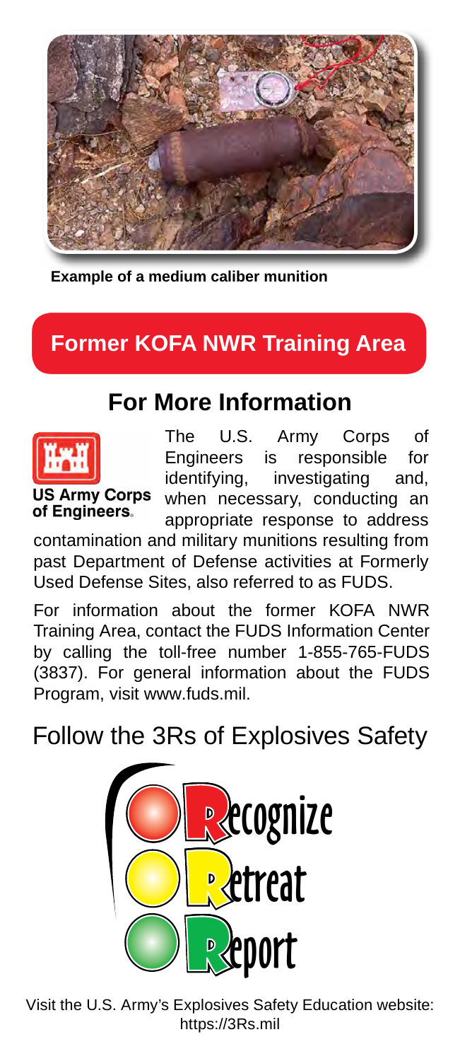Example of a medium caliber munition

## Former KOFA NWR Training Area

## For More Information

US Army Corps of Engineers

The U.S. Army Corps of Engineers is responsible for identifying, investigating and, when necessary, conducting an appropriate response to address contamination and military munitions resulting from past Department of Defense activities at Formerly Used Defense Sites, also referred to as FUDS.

For information about the former KOFA NWR Training Area, contact the FUDS Information Center by calling the toll-free number 1-855-765-FUDS (3837). For general information about the FUDS Program, visit www.fuds.mil.

## Follow the 3Rs of Explosives Safety

Recognize

Retreat

Report

Visit the U.S. Army's Explosives Safety Education website: https://3Rs.mil